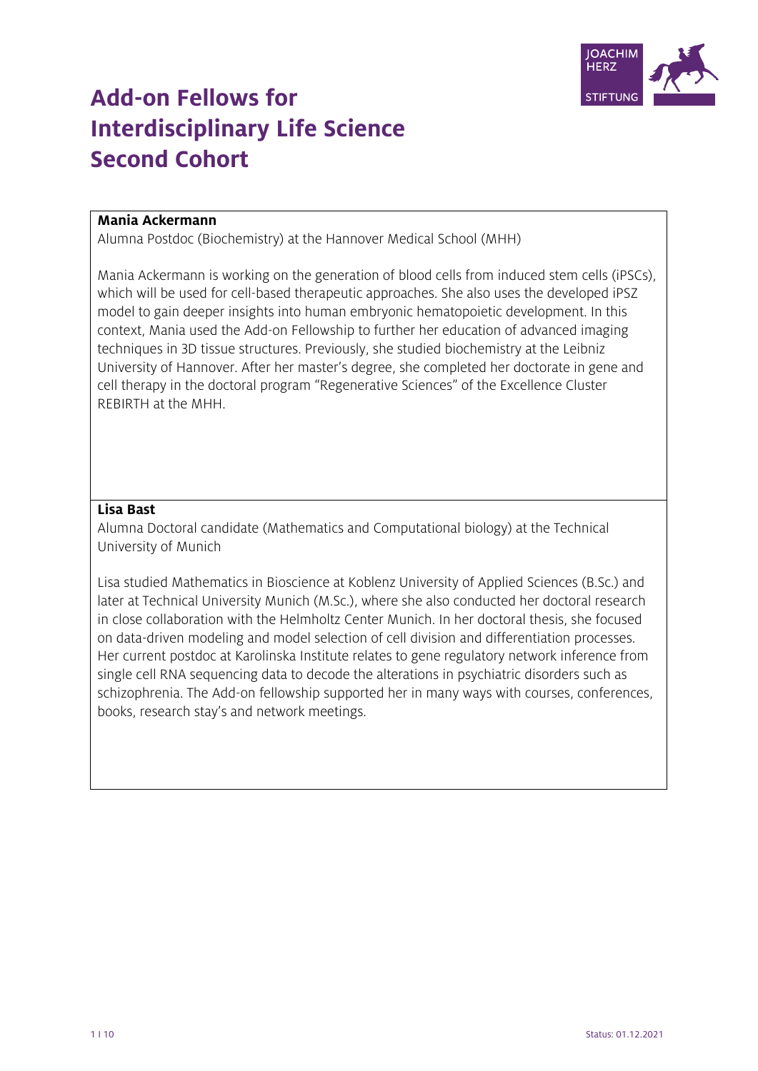# Add-on Fellows for Interdisciplinary Life Science Second Cohort

**Mania Ackermann**

Alumna Postdoc (Biochemistry) at the Hannover Medical School (MHH)

Mania Ackermann is working on the generation of blood cells from induced stem cells (iPSCs), which will be used for cell-based therapeutic approaches. She also uses the developed iPSZ model to gain deeper insights into human embryonic hematopoietic development. In this context, Mania used the Add-on Fellowship to further her education of advanced imaging techniques in 3D tissue structures. Previously, she studied biochemistry at the Leibniz University of Hannover. After her master's degree, she completed her doctorate in gene and cell therapy in the doctoral program "Regenerative Sciences" of the Excellence Cluster REBIRTH at the MHH.

**Lisa Bast**

Alumna Doctoral candidate (Mathematics and Computational biology) at the Technical University of Munich

Lisa studied Mathematics in Bioscience at Koblenz University of Applied Sciences (B.Sc.) and later at Technical University Munich (M.Sc.), where she also conducted her doctoral research in close collaboration with the Helmholtz Center Munich. In her doctoral thesis, she focused on data-driven modeling and model selection of cell division and differentiation processes. Her current postdoc at Karolinska Institute relates to gene regulatory network inference from single cell RNA sequencing data to decode the alterations in psychiatric disorders such as schizophrenia. The Add-on fellowship supported her in many ways with courses, conferences, books, research stay's and network meetings.

Status: 01.12.2021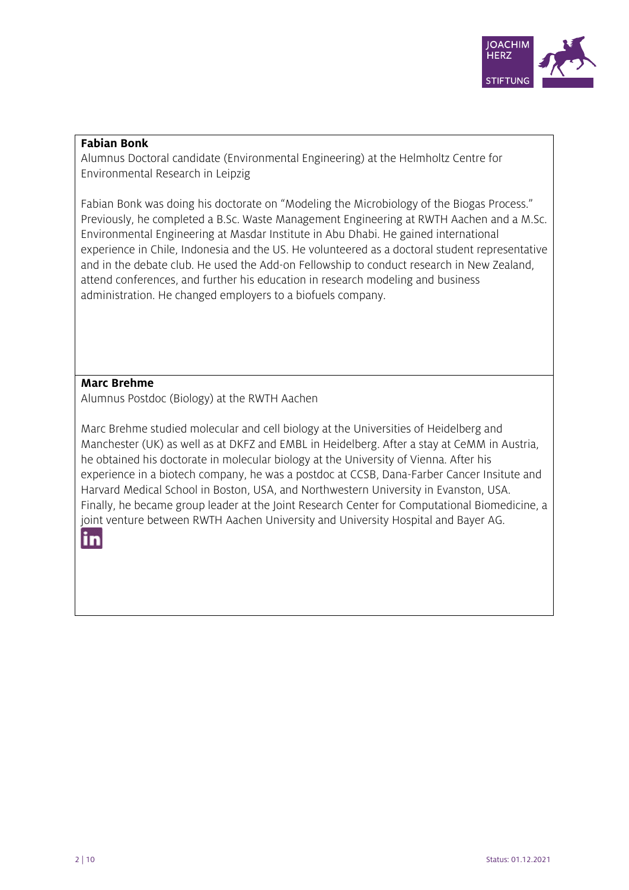**Fabian Bonk**
Alumnus Doctoral candidate (Environmental Engineering) at the Helmholtz Centre for Environmental Research in Leipzig

Fabian Bonk was doing his doctorate on "Modeling the Microbiology of the Biogas Process." Previously, he completed a B.Sc. Waste Management Engineering at RWTH Aachen and a M.Sc. Environmental Engineering at Masdar Institute in Abu Dhabi. He gained international experience in Chile, Indonesia and the US. He volunteered as a doctoral student representative and in the debate club. He used the Add-on Fellowship to conduct research in New Zealand, attend conferences, and further his education in research modeling and business administration. He changed employers to a biofuels company.

**Marc Brehme**
Alumnus Postdoc (Biology) at the RWTH Aachen

Marc Brehme studied molecular and cell biology at the Universities of Heidelberg and Manchester (UK) as well as at DKFZ and EMBL in Heidelberg. After a stay at CeMM in Austria, he obtained his doctorate in molecular biology at the University of Vienna. After his experience in a biotech company, he was a postdoc at CCSB, Dana-Farber Cancer Insitute and Harvard Medical School in Boston, USA, and Northwestern University in Evanston, USA. Finally, he became group leader at the Joint Research Center for Computational Biomedicine, a joint venture between RWTH Aachen University and University Hospital and Bayer AG.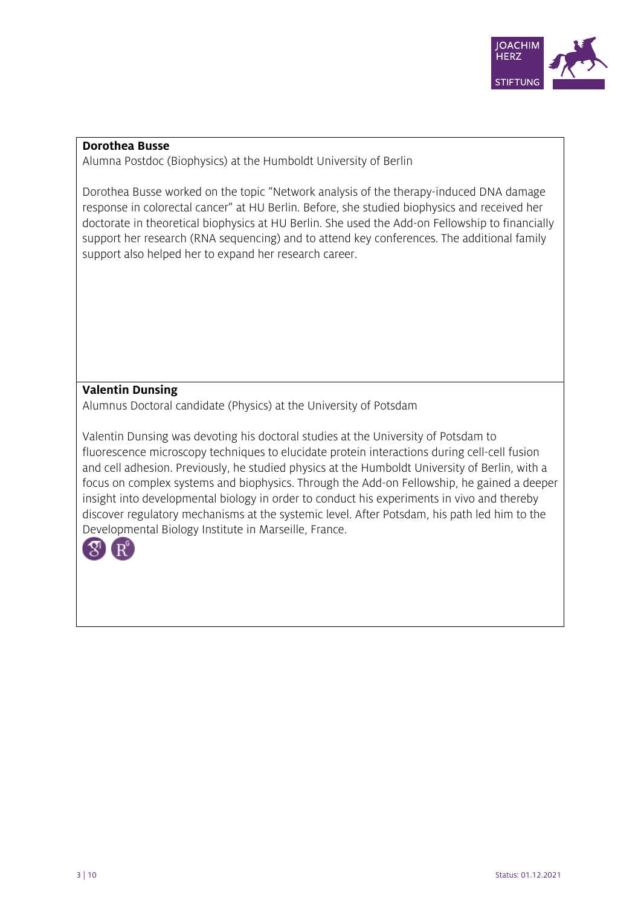**Dorothea Busse**

Alumna Postdoc (Biophysics) at the Humboldt University of Berlin

Dorothea Busse worked on the topic "Network analysis of the therapy-induced DNA damage response in colorectal cancer" at HU Berlin. Before, she studied biophysics and received her doctorate in theoretical biophysics at HU Berlin. She used the Add-on Fellowship to financially support her research (RNA sequencing) and to attend key conferences. The additional family support also helped her to expand her research career.

**Valentin Dunsing**

Alumnus Doctoral candidate (Physics) at the University of Potsdam

Valentin Dunsing was devoting his doctoral studies at the University of Potsdam to fluorescence microscopy techniques to elucidate protein interactions during cell-cell fusion and cell adhesion. Previously, he studied physics at the Humboldt University of Berlin, with a focus on complex systems and biophysics. Through the Add-on Fellowship, he gained a deeper insight into developmental biology in order to conduct his experiments in vivo and thereby discover regulatory mechanisms at the systemic level. After Potsdam, his path led him to the Developmental Biology Institute in Marseille, France.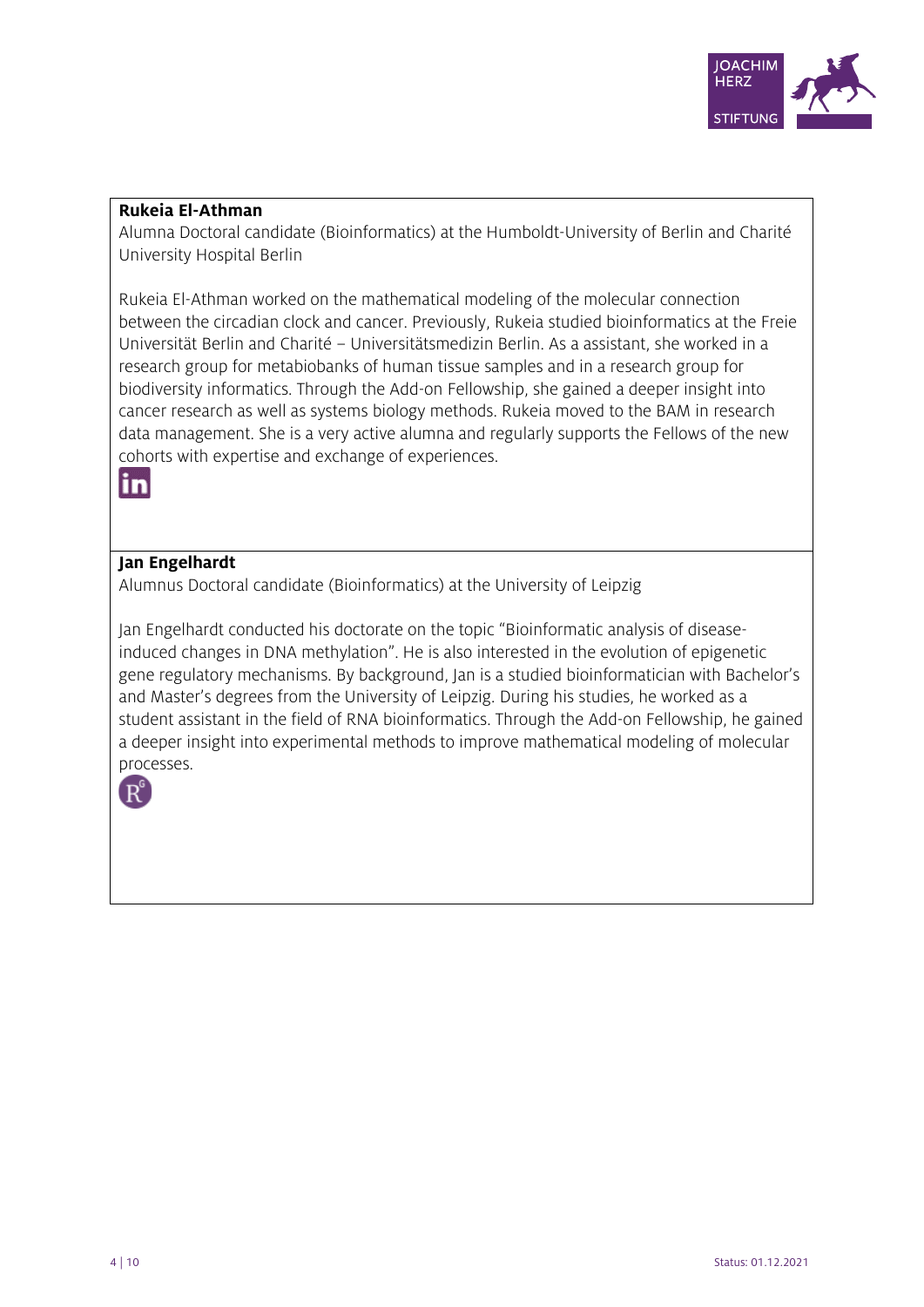**Rukeia El-Athman**

Alumna Doctoral candidate (Bioinformatics) at the Humboldt-University of Berlin and Charité University Hospital Berlin

Rukeia El-Athman worked on the mathematical modeling of the molecular connection between the circadian clock and cancer. Previously, Rukeia studied bioinformatics at the Freie Universität Berlin and Charité – Universitätsmedizin Berlin. As a assistant, she worked in a research group for metabiobanks of human tissue samples and in a research group for biodiversity informatics. Through the Add-on Fellowship, she gained a deeper insight into cancer research as well as systems biology methods. Rukeia moved to the BAM in research data management. She is a very active alumna and regularly supports the Fellows of the new cohorts with expertise and exchange of experiences.

**Jan Engelhardt**

Alumnus Doctoral candidate (Bioinformatics) at the University of Leipzig

Jan Engelhardt conducted his doctorate on the topic “Bioinformatic analysis of disease-induced changes in DNA methylation”. He is also interested in the evolution of epigenetic gene regulatory mechanisms. By background, Jan is a studied bioinformatician with Bachelor’s and Master’s degrees from the University of Leipzig. During his studies, he worked as a student assistant in the field of RNA bioinformatics. Through the Add-on Fellowship, he gained a deeper insight into experimental methods to improve mathematical modeling of molecular processes.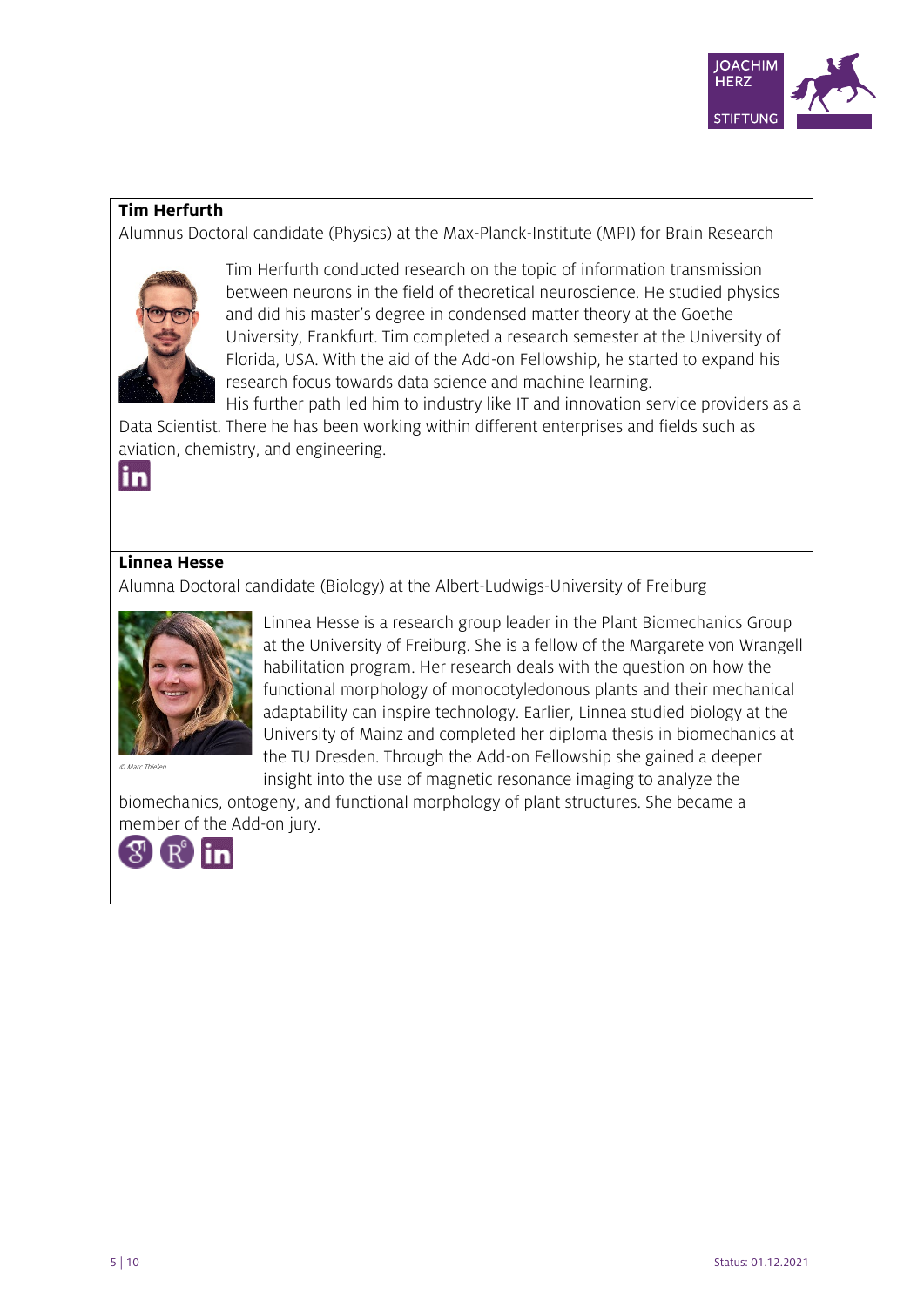**Tim Herfurth**

Alumnus Doctoral candidate (Physics) at the Max-Planck-Institute (MPI) for Brain Research

Tim Herfurth conducted research on the topic of information transmission between neurons in the field of theoretical neuroscience. He studied physics and did his master's degree in condensed matter theory at the Goethe University, Frankfurt. Tim completed a research semester at the University of Florida, USA. With the aid of the Add-on Fellowship, he started to expand his research focus towards data science and machine learning.
His further path led him to industry like IT and innovation service providers as a Data Scientist. There he has been working within different enterprises and fields such as aviation, chemistry, and engineering.

**Linnea Hesse**

Alumna Doctoral candidate (Biology) at the Albert-Ludwigs-University of Freiburg

© Marc Thielen

Linnea Hesse is a research group leader in the Plant Biomechanics Group at the University of Freiburg. She is a fellow of the Margarete von Wrangell habilitation program. Her research deals with the question on how the functional morphology of monocotyledonous plants and their mechanical adaptability can inspire technology. Earlier, Linnea studied biology at the University of Mainz and completed her diploma thesis in biomechanics at the TU Dresden. Through the Add-on Fellowship she gained a deeper insight into the use of magnetic resonance imaging to analyze the biomechanics, ontogeny, and functional morphology of plant structures. She became a member of the Add-on jury.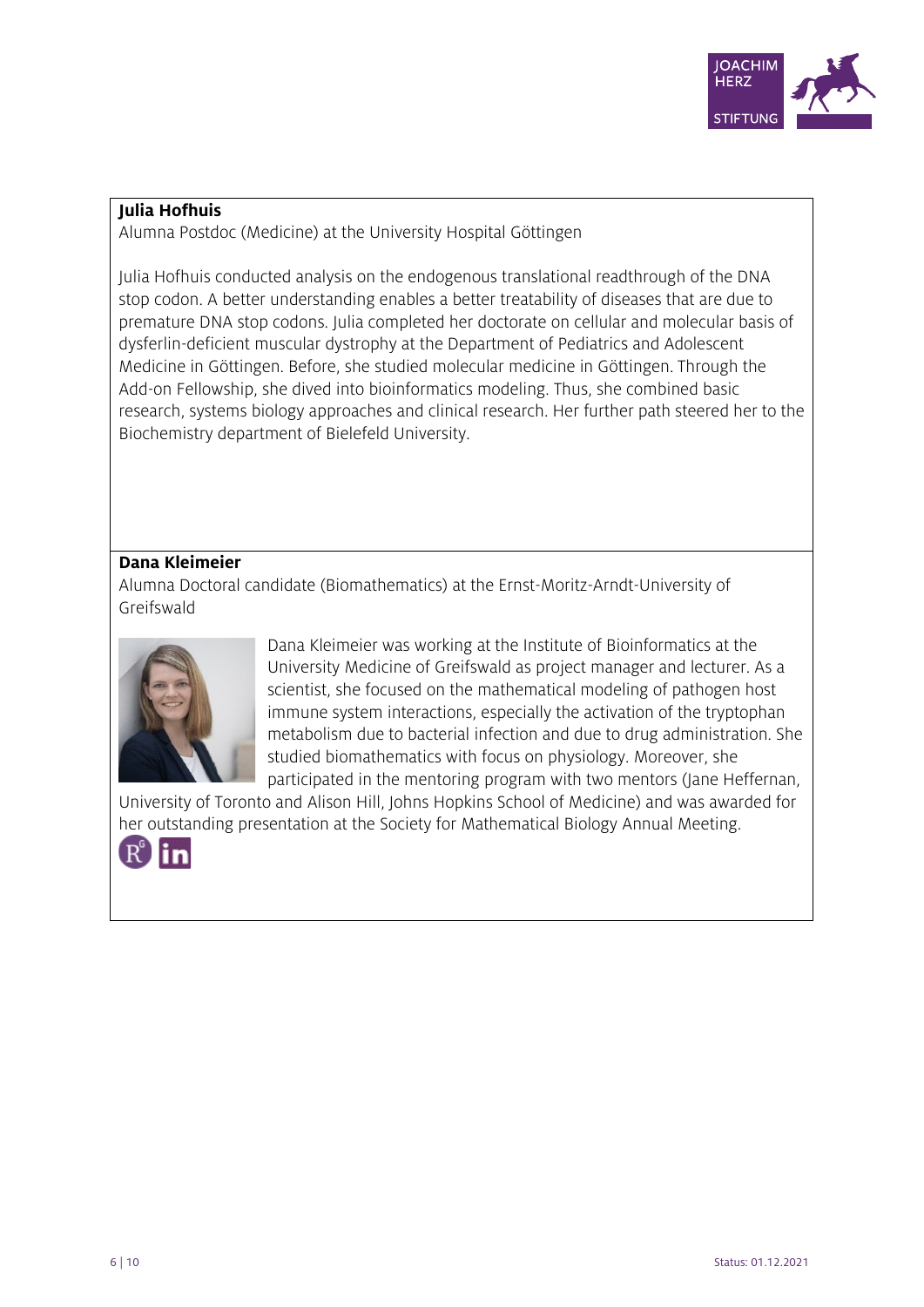**Julia Hofhuis**

Alumna Postdoc (Medicine) at the University Hospital Göttingen

Julia Hofhuis conducted analysis on the endogenous translational readthrough of the DNA stop codon. A better understanding enables a better treatability of diseases that are due to premature DNA stop codons. Julia completed her doctorate on cellular and molecular basis of dysferlin-deficient muscular dystrophy at the Department of Pediatrics and Adolescent Medicine in Göttingen. Before, she studied molecular medicine in Göttingen. Through the Add-on Fellowship, she dived into bioinformatics modeling. Thus, she combined basic research, systems biology approaches and clinical research. Her further path steered her to the Biochemistry department of Bielefeld University.

**Dana Kleimeier**

Alumna Doctoral candidate (Biomathematics) at the Ernst-Moritz-Arndt-University of Greifswald

Dana Kleimeier was working at the Institute of Bioinformatics at the University Medicine of Greifswald as project manager and lecturer. As a scientist, she focused on the mathematical modeling of pathogen host immune system interactions, especially the activation of the tryptophan metabolism due to bacterial infection and due to drug administration. She studied biomathematics with focus on physiology. Moreover, she participated in the mentoring program with two mentors (Jane Heffernan, University of Toronto and Alison Hill, Johns Hopkins School of Medicine) and was awarded for her outstanding presentation at the Society for Mathematical Biology Annual Meeting.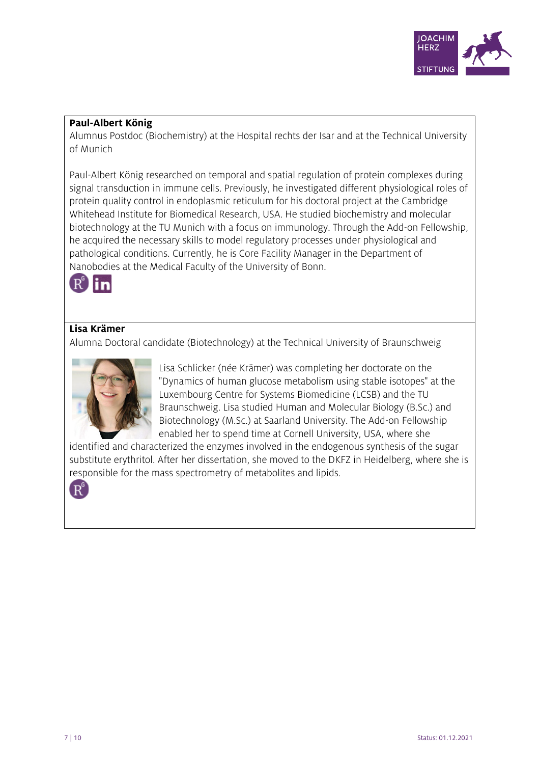**Paul-Albert König**

Alumnus Postdoc (Biochemistry) at the Hospital rechts der Isar and at the Technical University of Munich

Paul-Albert König researched on temporal and spatial regulation of protein complexes during signal transduction in immune cells. Previously, he investigated different physiological roles of protein quality control in endoplasmic reticulum for his doctoral project at the Cambridge Whitehead Institute for Biomedical Research, USA. He studied biochemistry and molecular biotechnology at the TU Munich with a focus on immunology. Through the Add-on Fellowship, he acquired the necessary skills to model regulatory processes under physiological and pathological conditions. Currently, he is Core Facility Manager in the Department of Nanobodies at the Medical Faculty of the University of Bonn.

**Lisa Krämer**

Alumna Doctoral candidate (Biotechnology) at the Technical University of Braunschweig

Lisa Schlicker (née Krämer) was completing her doctorate on the "Dynamics of human glucose metabolism using stable isotopes" at the Luxembourg Centre for Systems Biomedicine (LCSB) and the TU Braunschweig. Lisa studied Human and Molecular Biology (B.Sc.) and Biotechnology (M.Sc.) at Saarland University. The Add-on Fellowship enabled her to spend time at Cornell University, USA, where she identified and characterized the enzymes involved in the endogenous synthesis of the sugar substitute erythritol. After her dissertation, she moved to the DKFZ in Heidelberg, where she is responsible for the mass spectrometry of metabolites and lipids.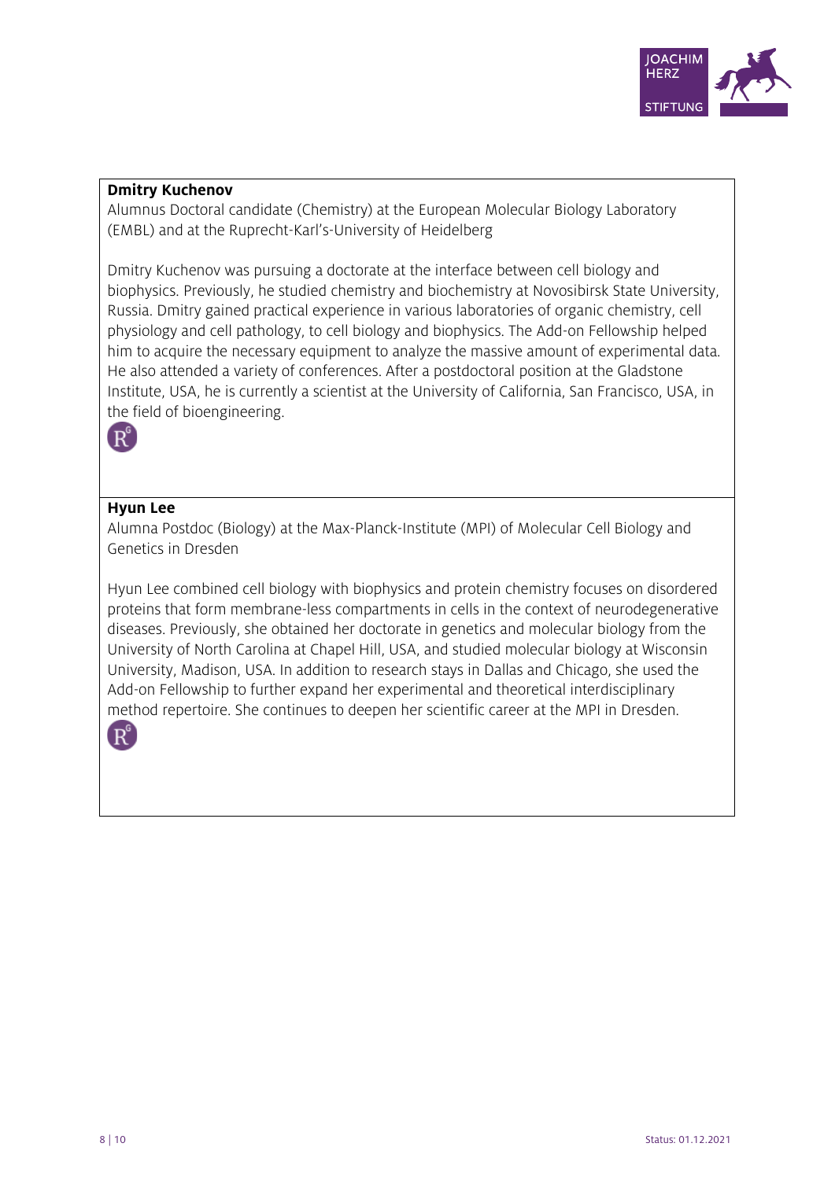**Dmitry Kuchenov**

Alumnus Doctoral candidate (Chemistry) at the European Molecular Biology Laboratory (EMBL) and at the Ruprecht-Karl's-University of Heidelberg

Dmitry Kuchenov was pursuing a doctorate at the interface between cell biology and biophysics. Previously, he studied chemistry and biochemistry at Novosibirsk State University, Russia. Dmitry gained practical experience in various laboratories of organic chemistry, cell physiology and cell pathology, to cell biology and biophysics. The Add-on Fellowship helped him to acquire the necessary equipment to analyze the massive amount of experimental data. He also attended a variety of conferences. After a postdoctoral position at the Gladstone Institute, USA, he is currently a scientist at the University of California, San Francisco, USA, in the field of bioengineering.

**Hyun Lee**

Alumna Postdoc (Biology) at the Max-Planck-Institute (MPI) of Molecular Cell Biology and Genetics in Dresden

Hyun Lee combined cell biology with biophysics and protein chemistry focuses on disordered proteins that form membrane-less compartments in cells in the context of neurodegenerative diseases. Previously, she obtained her doctorate in genetics and molecular biology from the University of North Carolina at Chapel Hill, USA, and studied molecular biology at Wisconsin University, Madison, USA. In addition to research stays in Dallas and Chicago, she used the Add-on Fellowship to further expand her experimental and theoretical interdisciplinary method repertoire. She continues to deepen her scientific career at the MPI in Dresden.

Status: 01.12.2021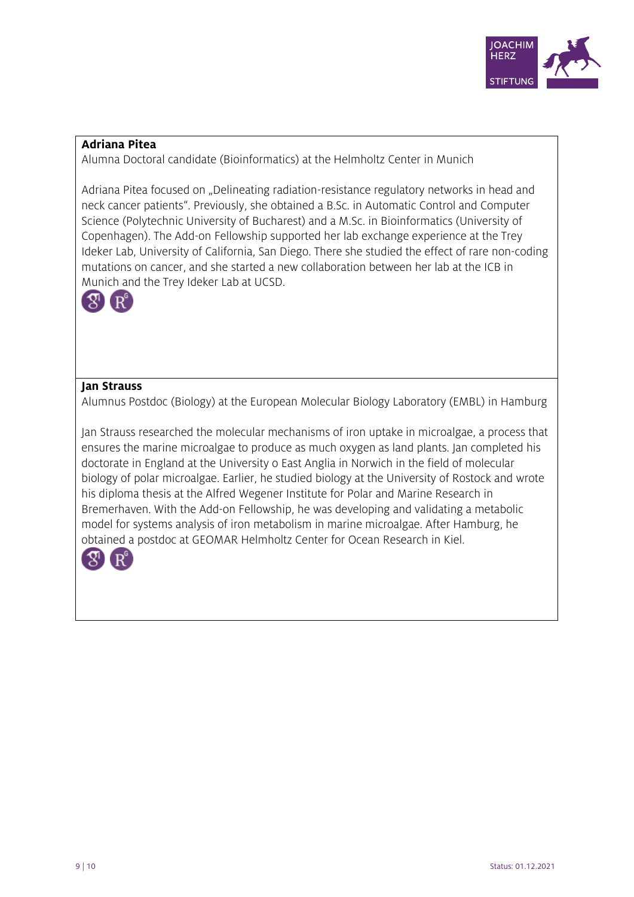**Adriana Pitea**
Alumna Doctoral candidate (Bioinformatics) at the Helmholtz Center in Munich

Adriana Pitea focused on „Delineating radiation-resistance regulatory networks in head and neck cancer patients". Previously, she obtained a B.Sc. in Automatic Control and Computer Science (Polytechnic University of Bucharest) and a M.Sc. in Bioinformatics (University of Copenhagen). The Add-on Fellowship supported her lab exchange experience at the Trey Ideker Lab, University of California, San Diego. There she studied the effect of rare non-coding mutations on cancer, and she started a new collaboration between her lab at the ICB in Munich and the Trey Ideker Lab at UCSD.

**Jan Strauss**
Alumnus Postdoc (Biology) at the European Molecular Biology Laboratory (EMBL) in Hamburg

Jan Strauss researched the molecular mechanisms of iron uptake in microalgae, a process that ensures the marine microalgae to produce as much oxygen as land plants. Jan completed his doctorate in England at the University o East Anglia in Norwich in the field of molecular biology of polar microalgae. Earlier, he studied biology at the University of Rostock and wrote his diploma thesis at the Alfred Wegener Institute for Polar and Marine Research in Bremerhaven. With the Add-on Fellowship, he was developing and validating a metabolic model for systems analysis of iron metabolism in marine microalgae. After Hamburg, he obtained a postdoc at GEOMAR Helmholtz Center for Ocean Research in Kiel.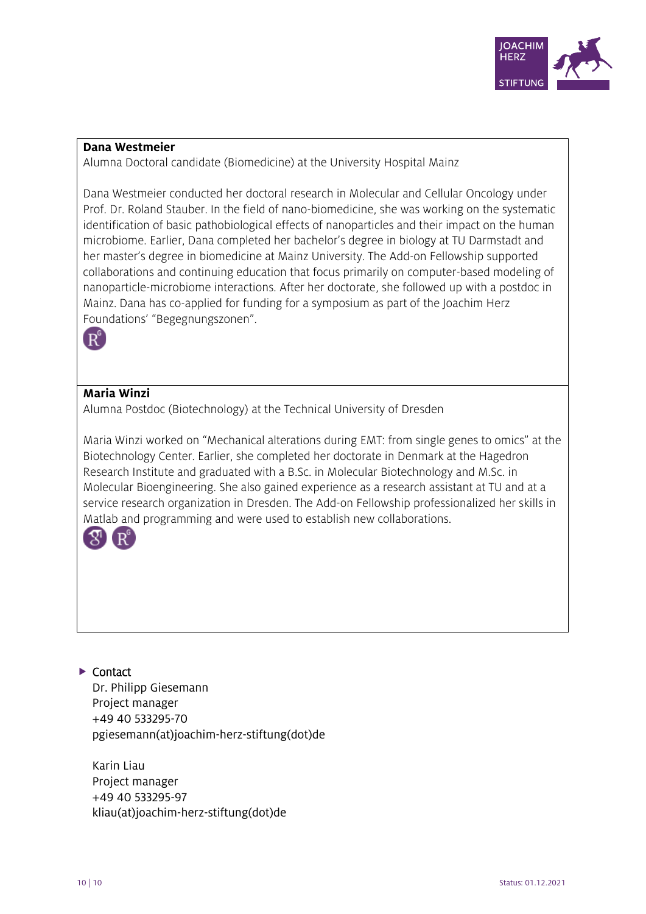**Dana Westmeier**
Alumna Doctoral candidate (Biomedicine) at the University Hospital Mainz

Dana Westmeier conducted her doctoral research in Molecular and Cellular Oncology under Prof. Dr. Roland Stauber. In the field of nano-biomedicine, she was working on the systematic identification of basic pathobiological effects of nanoparticles and their impact on the human microbiome. Earlier, Dana completed her bachelor's degree in biology at TU Darmstadt and her master's degree in biomedicine at Mainz University. The Add-on Fellowship supported collaborations and continuing education that focus primarily on computer-based modeling of nanoparticle-microbiome interactions. After her doctorate, she followed up with a postdoc in Mainz. Dana has co-applied for funding for a symposium as part of the Joachim Herz Foundations' "Begegnungszonen".

**Maria Winzi**
Alumna Postdoc (Biotechnology) at the Technical University of Dresden

Maria Winzi worked on "Mechanical alterations during EMT: from single genes to omics" at the Biotechnology Center. Earlier, she completed her doctorate in Denmark at the Hagedron Research Institute and graduated with a B.Sc. in Molecular Biotechnology and M.Sc. in Molecular Bioengineering. She also gained experience as a research assistant at TU and at a service research organization in Dresden. The Add-on Fellowship professionalized her skills in Matlab and programming and were used to establish new collaborations.

▶ Contact

Dr. Philipp Giesemann
Project manager
+49 40 533295-70
pgiesemann(at)joachim-herz-stiftung(dot)de

Karin Liau
Project manager
+49 40 533295-97
kliau(at)joachim-herz-stiftung(dot)de

Status: 01.12.2021